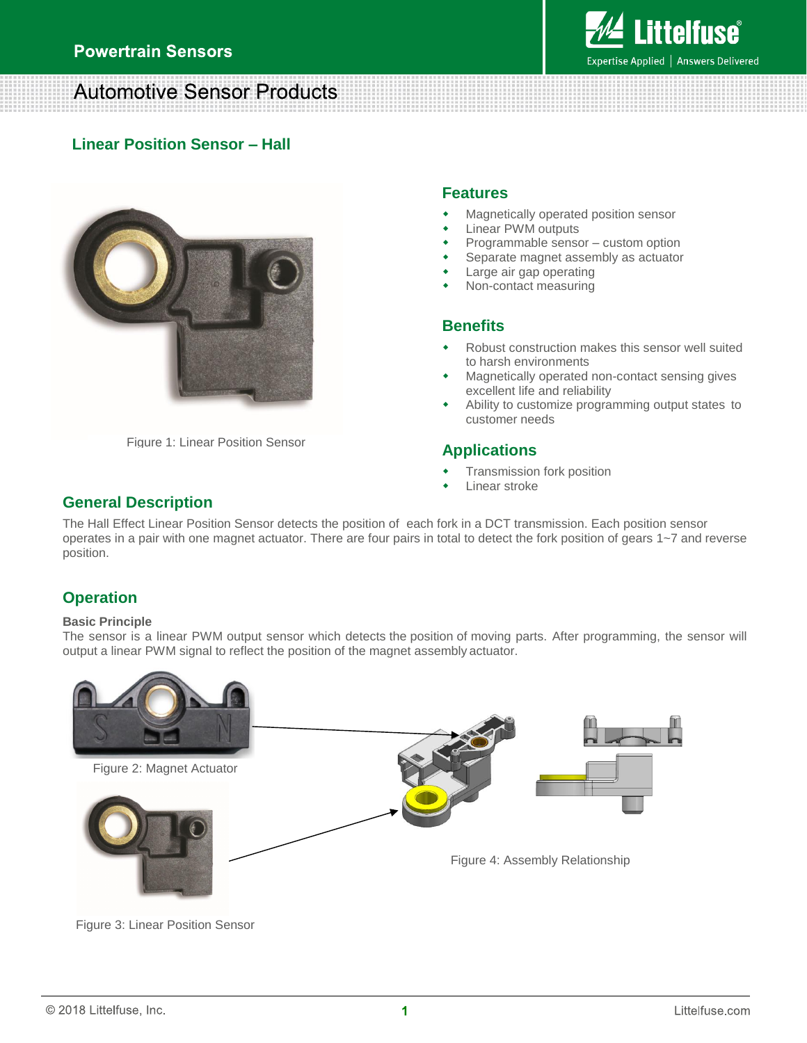# Automotive Sensor Products

## Linear Position Sensor – Hall

Figure 1: Linear Position Sensor

### Features

- Magnetically operated position sensor
- Linear PWM outputs
- Programmable sensor – custom option
- Separate magnet assembly as actuator
- Large air gap operating
- Non-contact measuring

### Benefits

- Robust construction makes this sensor well suited to harsh environments
- Magnetically operated non-contact sensing gives excellent life and reliability
- Ability to customize programming output states to customer needs

### Applications

- Transmission fork position
- Linear stroke

### General Description

The Hall Effect Linear Position Sensor detects the position of each fork in a DCT transmission. Each position sensor operates in a pair with one magnet actuator. There are four pairs in total to detect the fork position of gears 1~7 and reverse position.

### Operation

**Basic Principle**

The sensor is a linear PWM output sensor which detects the position of moving parts. After programming, the sensor will output a linear PWM signal to reflect the position of the magnet assembly actuator.

Figure 2: Magnet Actuator

Figure 3: Linear Position Sensor

Figure 4: Assembly Relationship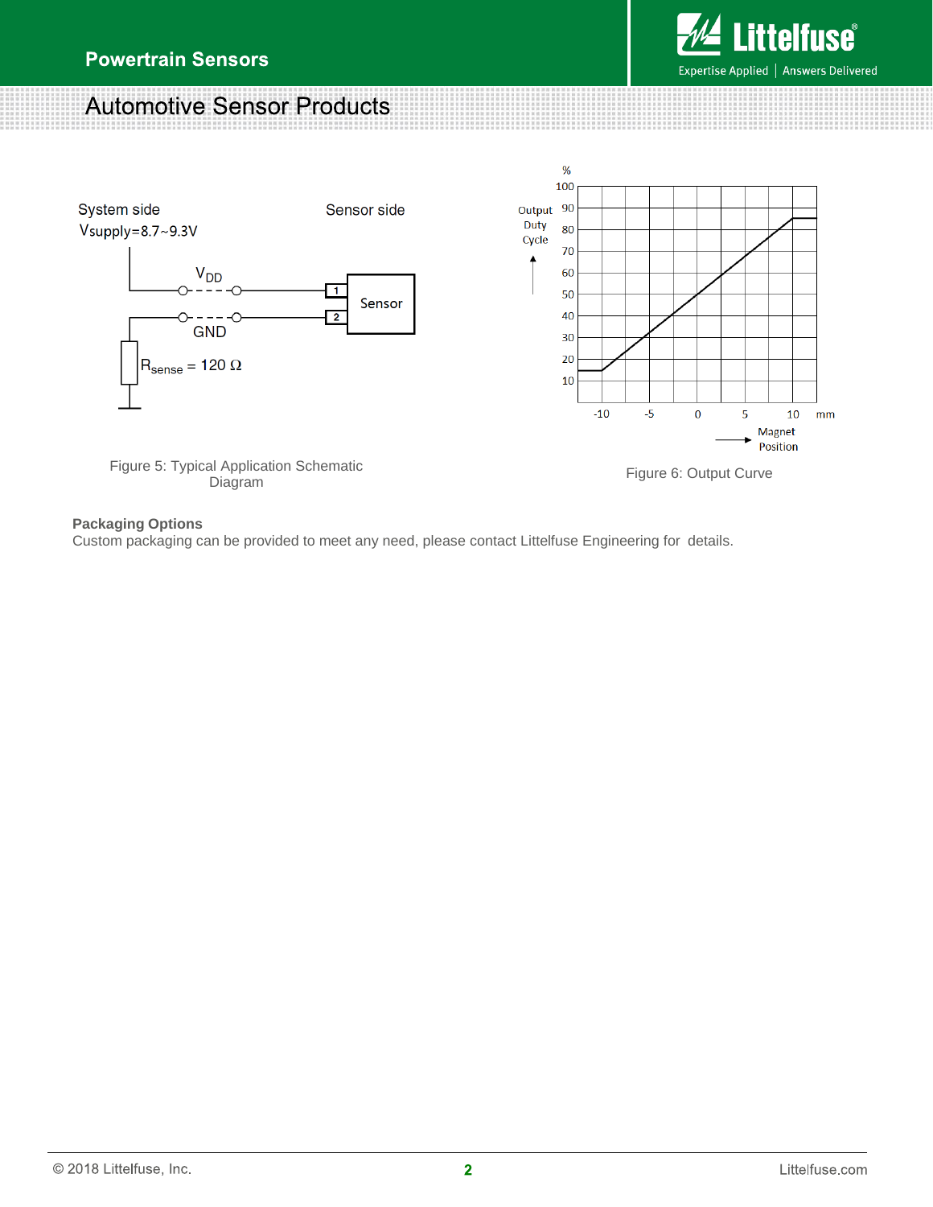System side

$V_{supply}$=8.7~9.3V

Sensor side

$V_{DD}$

GND

$R_{sense}$ = 120 Ω

Sensor

Figure 5: Typical Application Schematic Diagram

Figure 6: Output Curve

**Packaging Options**

Custom packaging can be provided to meet any need, please contact Littelfuse Engineering for details.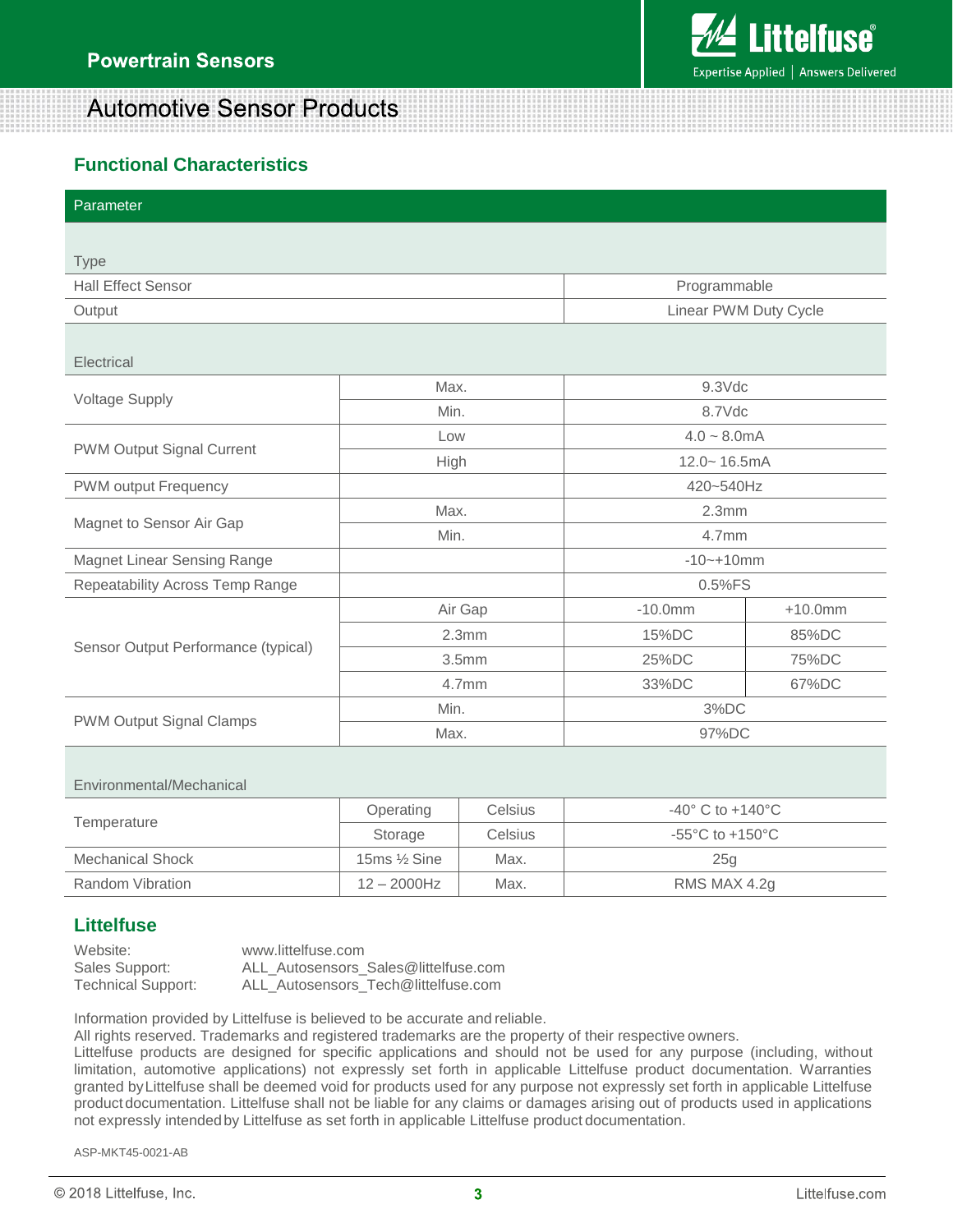## Functional Characteristics

| Parameter | | | | |
|---|---|---|---|---|
| **Type** | | | | |
| Hall Effect Sensor | | | Programmable | |
| Output | | | Linear PWM Duty Cycle | |
| **Electrical** | | | | |
| Voltage Supply | Max. | | 9.3Vdc | |
| | Min. | | 8.7Vdc | |
| PWM Output Signal Current | Low | | 4.0 ~ 8.0mA | |
| | High | | 12.0~ 16.5mA | |
| PWM output Frequency | | | 420~540Hz | |
| Magnet to Sensor Air Gap | Max. | | 2.3mm | |
| | Min. | | 4.7mm | |
| Magnet Linear Sensing Range | | | -10~+10mm | |
| Repeatability Across Temp Range | | | 0.5%FS | |
| Sensor Output Performance (typical) | Air Gap | | -10.0mm | +10.0mm |
| | 2.3mm | | 15%DC | 85%DC |
| | 3.5mm | | 25%DC | 75%DC |
| | 4.7mm | | 33%DC | 67%DC |
| PWM Output Signal Clamps | Min. | | 3%DC | |
| | Max. | | 97%DC | |
| **Environmental/Mechanical** | | | | |
| Temperature | Operating | Celsius | -40° C to +140°C | |
| | Storage | Celsius | -55°C to +150°C | |
| Mechanical Shock | 15ms ½ Sine | Max. | 25g | |
| Random Vibration | 12 – 2000Hz | Max. | RMS MAX 4.2g | |

## Littelfuse

Website: www.littelfuse.com
Sales Support: ALL_Autosensors_Sales@littelfuse.com
Technical Support: ALL_Autosensors_Tech@littelfuse.com

Information provided by Littelfuse is believed to be accurate and reliable.
All rights reserved. Trademarks and registered trademarks are the property of their respective owners.
Littelfuse products are designed for specific applications and should not be used for any purpose (including, without limitation, automotive applications) not expressly set forth in applicable Littelfuse product documentation. Warranties granted by Littelfuse shall be deemed void for products used for any purpose not expressly set forth in applicable Littelfuse product documentation. Littelfuse shall not be liable for any claims or damages arising out of products used in applications not expressly intended by Littelfuse as set forth in applicable Littelfuse product documentation.

ASP-MKT45-0021-AB

© 2018 Littelfuse, Inc.